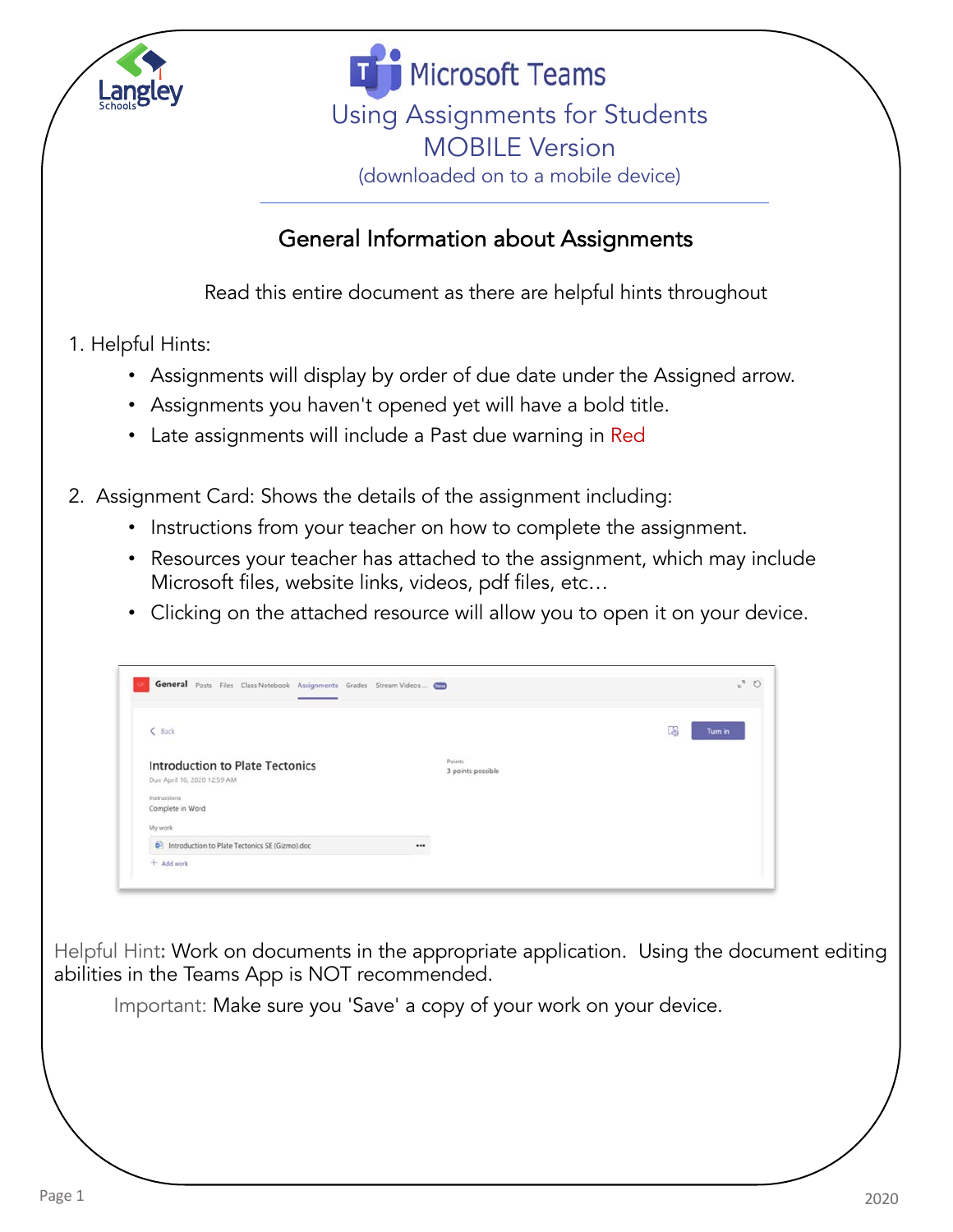# Microsoft Teams

## Using Assignments for Students MOBILE Version

(downloaded on to a mobile device)

### General Information about Assignments

Read this entire document as there are helpful hints throughout

1. Helpful Hints:
   - Assignments will display by order of due date under the Assigned arrow.
   - Assignments you haven't opened yet will have a bold title.
   - Late assignments will include a Past due warning in Red

2. Assignment Card: Shows the details of the assignment including:
   - Instructions from your teacher on how to complete the assignment.
   - Resources your teacher has attached to the assignment, which may include Microsoft files, website links, videos, pdf files, etc…
   - Clicking on the attached resource will allow you to open it on your device.

Helpful Hint: Work on documents in the appropriate application. Using the document editing abilities in the Teams App is NOT recommended.

Important: Make sure you 'Save' a copy of your work on your device.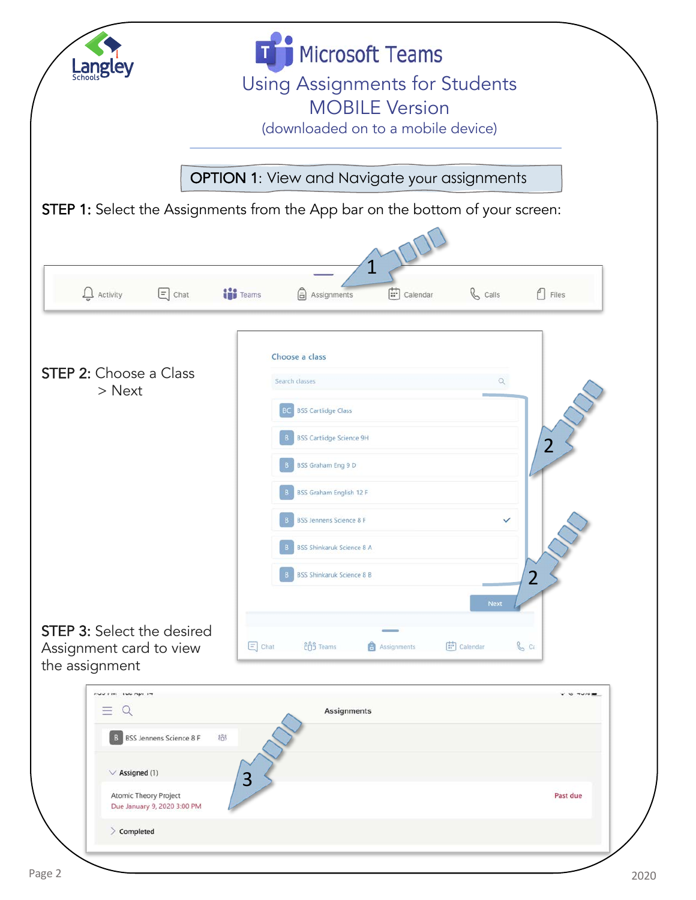# Microsoft Teams

## Using Assignments for Students MOBILE Version

(downloaded on to a mobile device)

### OPTION 1: View and Navigate your assignments

**STEP 1:** Select the Assignments from the App bar on the bottom of your screen:

**STEP 2:** Choose a Class > Next

**STEP 3:** Select the desired Assignment card to view the assignment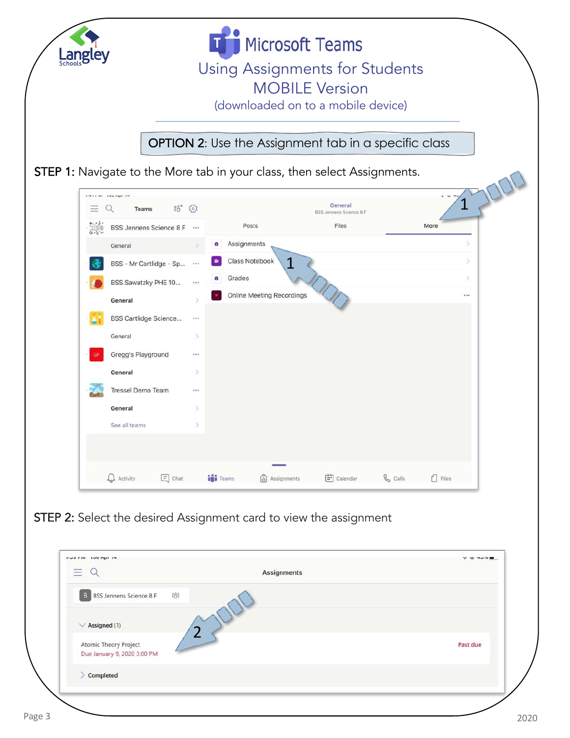# Microsoft Teams

## Using Assignments for Students MOBILE Version

(downloaded on to a mobile device)

**OPTION 2:** Use the Assignment tab in a specific class

**STEP 1:** Navigate to the More tab in your class, then select Assignments.

**STEP 2:** Select the desired Assignment card to view the assignment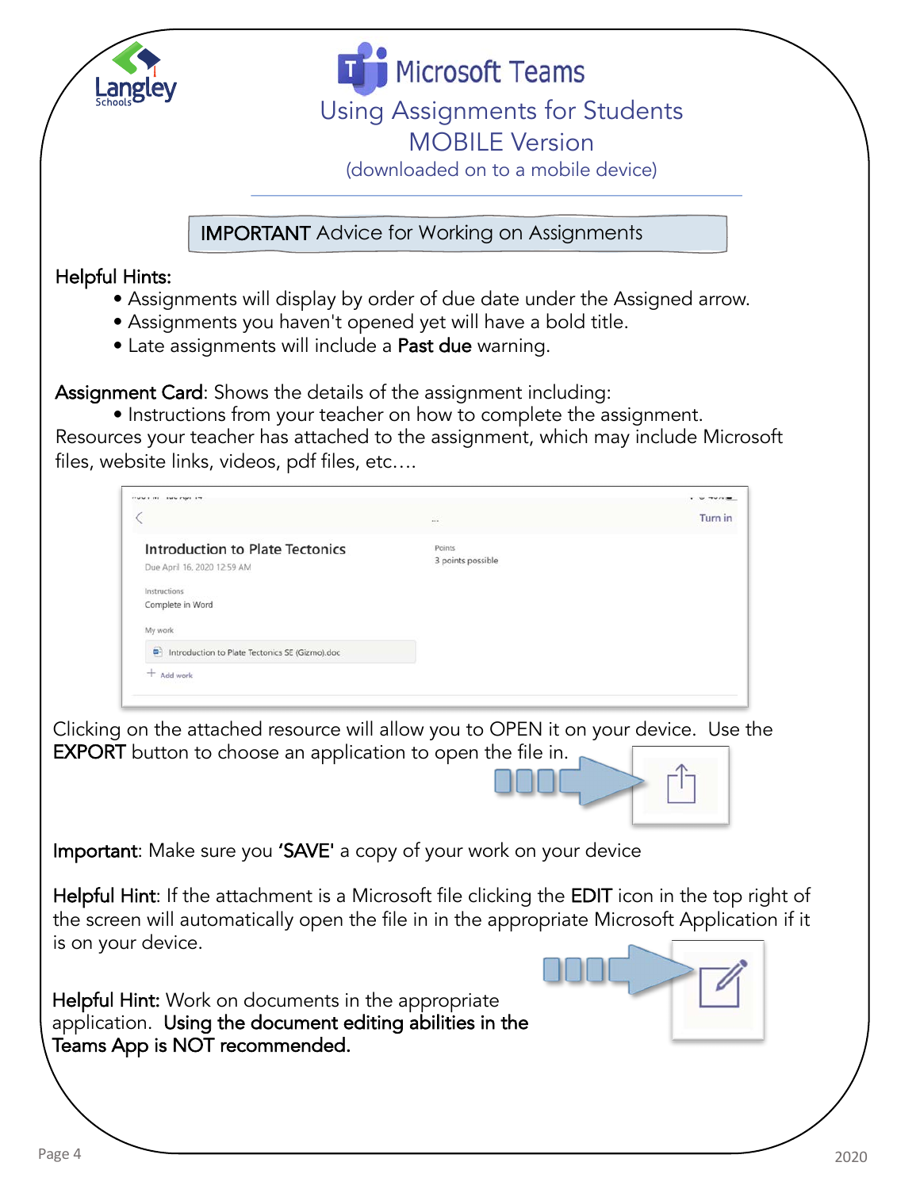# Microsoft Teams

## Using Assignments for Students
## MOBILE Version

(downloaded on to a mobile device)

**IMPORTANT** Advice for Working on Assignments

**Helpful Hints:**

- Assignments will display by order of due date under the Assigned arrow.
- Assignments you haven't opened yet will have a bold title.
- Late assignments will include a **Past due** warning.

**Assignment Card**: Shows the details of the assignment including:

- Instructions from your teacher on how to complete the assignment.

Resources your teacher has attached to the assignment, which may include Microsoft files, website links, videos, pdf files, etc….

Clicking on the attached resource will allow you to OPEN it on your device. Use the **EXPORT** button to choose an application to open the file in.

**Important**: Make sure you **'SAVE'** a copy of your work on your device

**Helpful Hint**: If the attachment is a Microsoft file clicking the **EDIT** icon in the top right of the screen will automatically open the file in in the appropriate Microsoft Application if it is on your device.

**Helpful Hint:** Work on documents in the appropriate application. **Using the document editing abilities in the Teams App is NOT recommended.**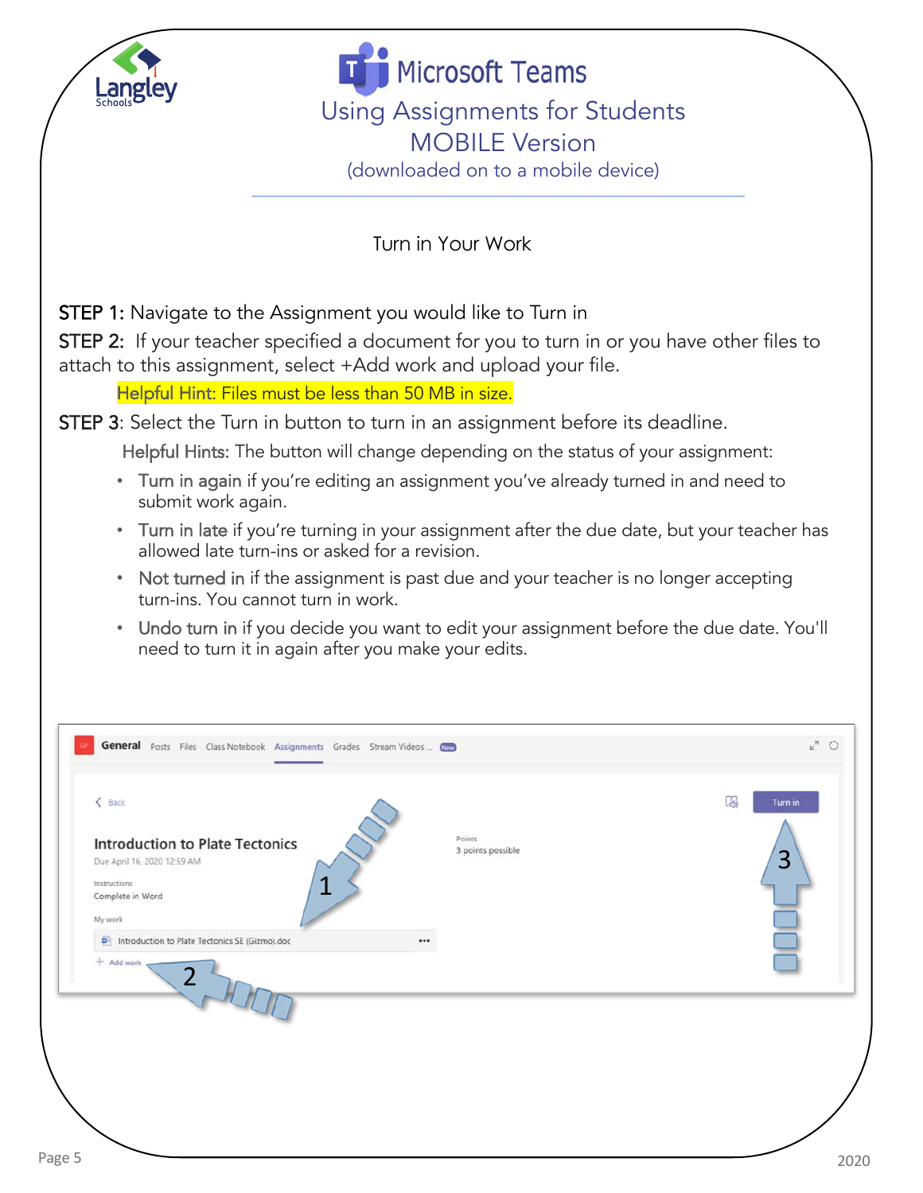Langley Schools

# Microsoft Teams

## Using Assignments for Students MOBILE Version

(downloaded on to a mobile device)

### Turn in Your Work

**STEP 1:** Navigate to the Assignment you would like to Turn in

**STEP 2:** If your teacher specified a document for you to turn in or you have other files to attach to this assignment, select +Add work and upload your file.

Helpful Hint: Files must be less than 50 MB in size.

**STEP 3**: Select the Turn in button to turn in an assignment before its deadline.

Helpful Hints: The button will change depending on the status of your assignment:

- Turn in again if you're editing an assignment you've already turned in and need to submit work again.
- Turn in late if you're turning in your assignment after the due date, but your teacher has allowed late turn-ins or asked for a revision.
- Not turned in if the assignment is past due and your teacher is no longer accepting turn-ins. You cannot turn in work.
- Undo turn in if you decide you want to edit your assignment before the due date. You'll need to turn it in again after you make your edits.

General | Posts | Files | Class Notebook | Assignments | Grades | Stream Videos ... New

< Back

Introduction to Plate Tectonics

Due April 16, 2020 12:59 AM

Instructions

Complete in Word

My work

Introduction to Plate Tectonics SE (Gizmo).doc

\+ Add work

Points

3 points possible

Turn in

1 2 3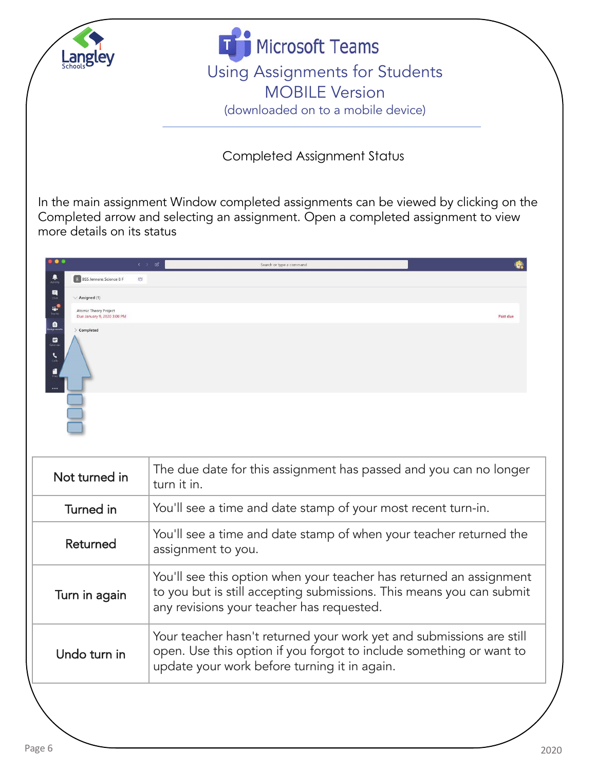# Microsoft Teams

## Using Assignments for Students MOBILE Version

(downloaded on to a mobile device)

### Completed Assignment Status

In the main assignment Window completed assignments can be viewed by clicking on the Completed arrow and selecting an assignment. Open a completed assignment to view more details on its status

| | |
|---|---|
| Not turned in | The due date for this assignment has passed and you can no longer turn it in. |
| Turned in | You'll see a time and date stamp of your most recent turn-in. |
| Returned | You'll see a time and date stamp of when your teacher returned the assignment to you. |
| Turn in again | You'll see this option when your teacher has returned an assignment to you but is still accepting submissions. This means you can submit any revisions your teacher has requested. |
| Undo turn in | Your teacher hasn't returned your work yet and submissions are still open. Use this option if you forgot to include something or want to update your work before turning it in again. |